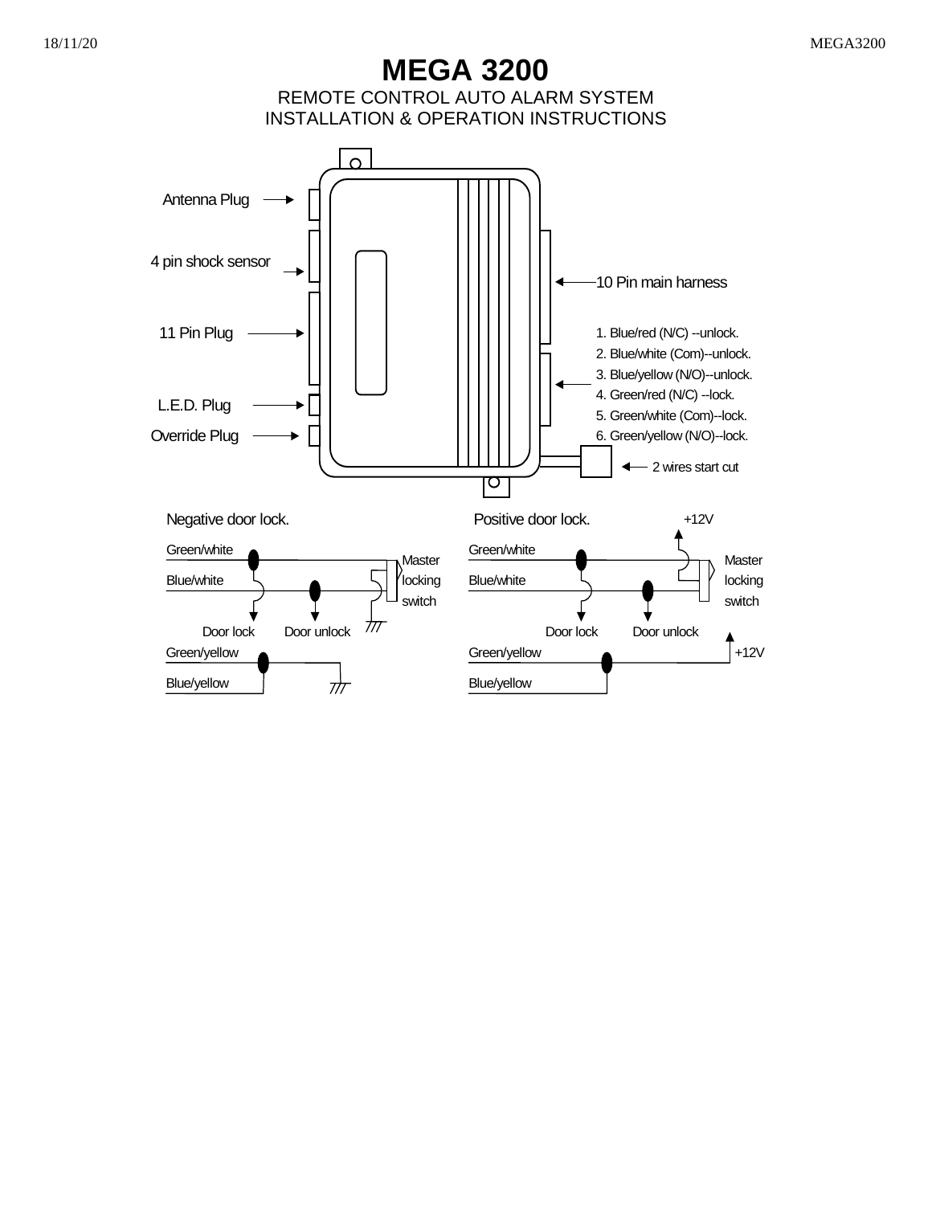# MEGA 3200

REMOTE CONTROL AUTO ALARM SYSTEM
INSTALLATION & OPERATION INSTRUCTIONS

Antenna Plug

4 pin shock sensor

11 Pin Plug

L.E.D. Plug

Override Plug

10 Pin main harness

1. Blue/red (N/C) --unlock.
2. Blue/white (Com)--unlock.
3. Blue/yellow (N/O)--unlock.
4. Green/red (N/C) --lock.
5. Green/white (Com)--lock.
6. Green/yellow (N/O)--lock.

2 wires start cut

Negative door lock.

Green/white
Blue/white
Master locking switch
Door lock
Door unlock
Green/yellow
Blue/yellow

Positive door lock.

+12V
Green/white
Blue/white
Master locking switch
Door lock
Door unlock
Green/yellow
+12V
Blue/yellow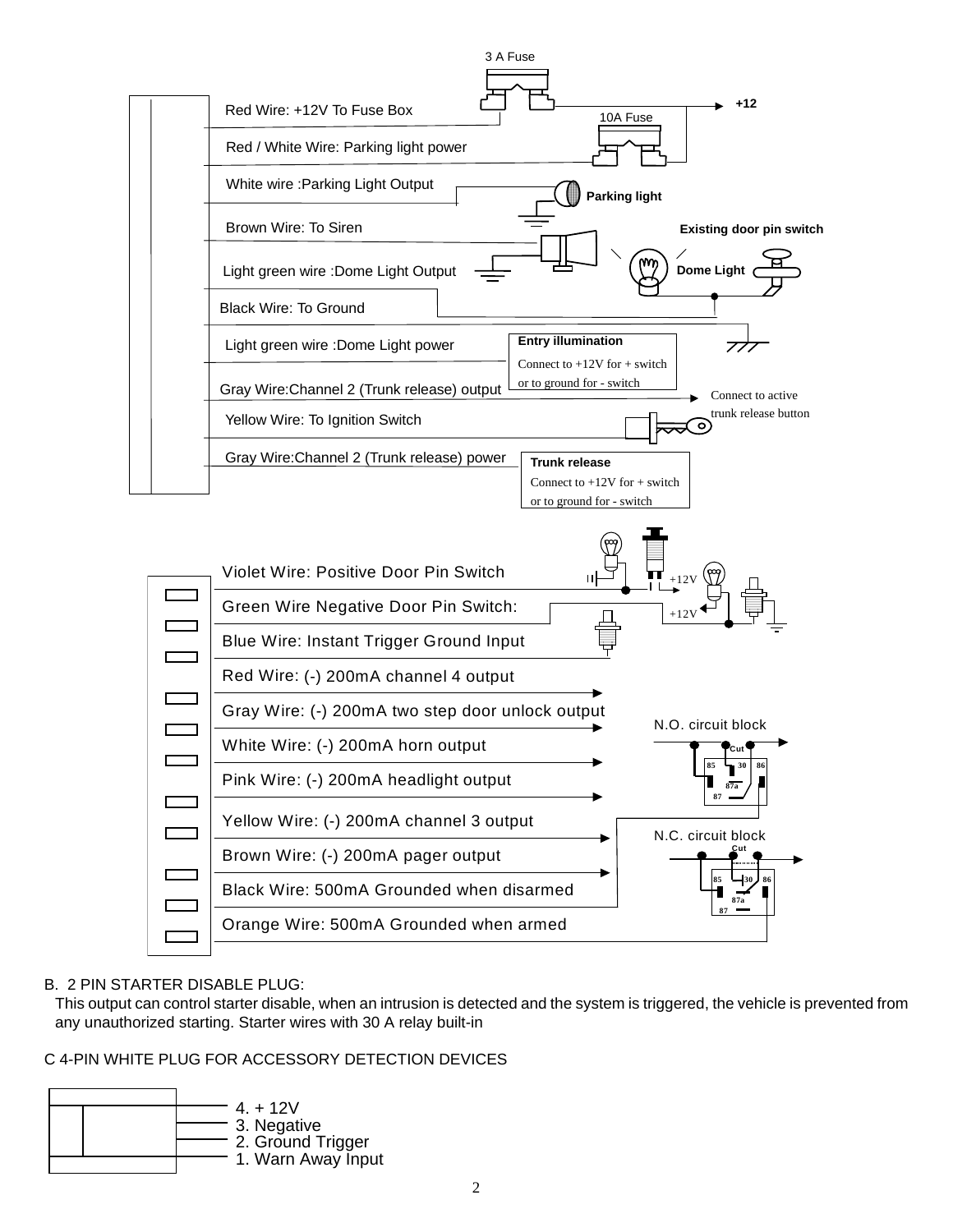3 A Fuse

+12

Red Wire: +12V To Fuse Box

10A Fuse

Red / White Wire: Parking light power

White wire :Parking Light Output

Parking light

Brown Wire: To Siren

Existing door pin switch

Light green wire :Dome Light Output

Dome Light

Black Wire: To Ground

Light green wire :Dome Light power

**Entry illumination**
Connect to +12V for + switch or to ground for - switch

Gray Wire:Channel 2 (Trunk release) output

Connect to active trunk release button

Yellow Wire: To Ignition Switch

Gray Wire:Channel 2 (Trunk release) power

**Trunk release**
Connect to +12V for + switch or to ground for - switch

Violet Wire: Positive Door Pin Switch

+12V

Green Wire Negative Door Pin Switch:

+12V

Blue Wire: Instant Trigger Ground Input

Red Wire: (-) 200mA channel 4 output

Gray Wire: (-) 200mA two step door unlock output

N.O. circuit block

White Wire: (-) 200mA horn output

Pink Wire: (-) 200mA headlight output

Yellow Wire: (-) 200mA channel 3 output

N.C. circuit block

Brown Wire: (-) 200mA pager output

Black Wire: 500mA Grounded when disarmed

Orange Wire: 500mA Grounded when armed

B. 2 PIN STARTER DISABLE PLUG:

This output can control starter disable, when an intrusion is detected and the system is triggered, the vehicle is prevented from any unauthorized starting. Starter wires with 30 A relay built-in

C 4-PIN WHITE PLUG FOR ACCESSORY DETECTION DEVICES

4. + 12V
3. Negative
2. Ground Trigger
1. Warn Away Input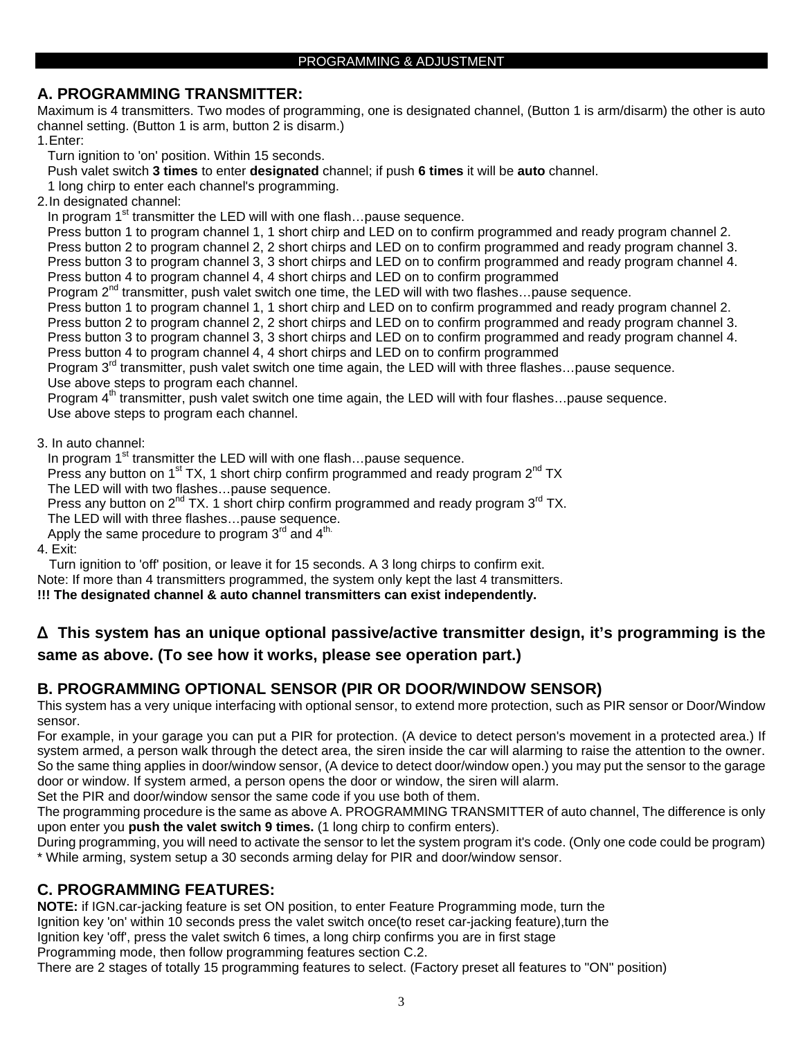PROGRAMMING & ADJUSTMENT

## A. PROGRAMMING TRANSMITTER:

Maximum is 4 transmitters. Two modes of programming, one is designated channel, (Button 1 is arm/disarm) the other is auto channel setting. (Button 1 is arm, button 2 is disarm.)

1. Enter:
   Turn ignition to 'on' position. Within 15 seconds.
   Push valet switch **3 times** to enter **designated** channel; if push **6 times** it will be **auto** channel.
   1 long chirp to enter each channel's programming.
2. In designated channel:
   In program 1st transmitter the LED will with one flash…pause sequence.
   Press button 1 to program channel 1, 1 short chirp and LED on to confirm programmed and ready program channel 2.
   Press button 2 to program channel 2, 2 short chirps and LED on to confirm programmed and ready program channel 3.
   Press button 3 to program channel 3, 3 short chirps and LED on to confirm programmed and ready program channel 4.
   Press button 4 to program channel 4, 4 short chirps and LED on to confirm programmed
   Program 2nd transmitter, push valet switch one time, the LED will with two flashes…pause sequence.
   Press button 1 to program channel 1, 1 short chirp and LED on to confirm programmed and ready program channel 2.
   Press button 2 to program channel 2, 2 short chirps and LED on to confirm programmed and ready program channel 3.
   Press button 3 to program channel 3, 3 short chirps and LED on to confirm programmed and ready program channel 4.
   Press button 4 to program channel 4, 4 short chirps and LED on to confirm programmed
   Program 3rd transmitter, push valet switch one time again, the LED will with three flashes…pause sequence.
   Use above steps to program each channel.
   Program 4th transmitter, push valet switch one time again, the LED will with four flashes…pause sequence.
   Use above steps to program each channel.

3. In auto channel:
   In program 1st transmitter the LED will with one flash…pause sequence.
   Press any button on 1st TX, 1 short chirp confirm programmed and ready program 2nd TX
   The LED will with two flashes…pause sequence.
   Press any button on 2nd TX. 1 short chirp confirm programmed and ready program 3rd TX.
   The LED will with three flashes…pause sequence.
   Apply the same procedure to program 3rd and 4th.
4. Exit:
   Turn ignition to 'off' position, or leave it for 15 seconds. A 3 long chirps to confirm exit.

Note: If more than 4 transmitters programmed, the system only kept the last 4 transmitters.

**!!! The designated channel & auto channel transmitters can exist independently.**

**Δ This system has an unique optional passive/active transmitter design, it's programming is the same as above. (To see how it works, please see operation part.)**

## B. PROGRAMMING OPTIONAL SENSOR (PIR OR DOOR/WINDOW SENSOR)

This system has a very unique interfacing with optional sensor, to extend more protection, such as PIR sensor or Door/Window sensor.

For example, in your garage you can put a PIR for protection. (A device to detect person's movement in a protected area.) If system armed, a person walk through the detect area, the siren inside the car will alarming to raise the attention to the owner. So the same thing applies in door/window sensor, (A device to detect door/window open.) you may put the sensor to the garage door or window. If system armed, a person opens the door or window, the siren will alarm.

Set the PIR and door/window sensor the same code if you use both of them.

The programming procedure is the same as above A. PROGRAMMING TRANSMITTER of auto channel, The difference is only upon enter you **push the valet switch 9 times.** (1 long chirp to confirm enters).

During programming, you will need to activate the sensor to let the system program it's code. (Only one code could be program)

* While arming, system setup a 30 seconds arming delay for PIR and door/window sensor.

## C. PROGRAMMING FEATURES:

**NOTE:** if IGN.car-jacking feature is set ON position, to enter Feature Programming mode, turn the Ignition key 'on' within 10 seconds press the valet switch once(to reset car-jacking feature),turn the Ignition key 'off', press the valet switch 6 times, a long chirp confirms you are in first stage Programming mode, then follow programming features section C.2.

There are 2 stages of totally 15 programming features to select. (Factory preset all features to "ON" position)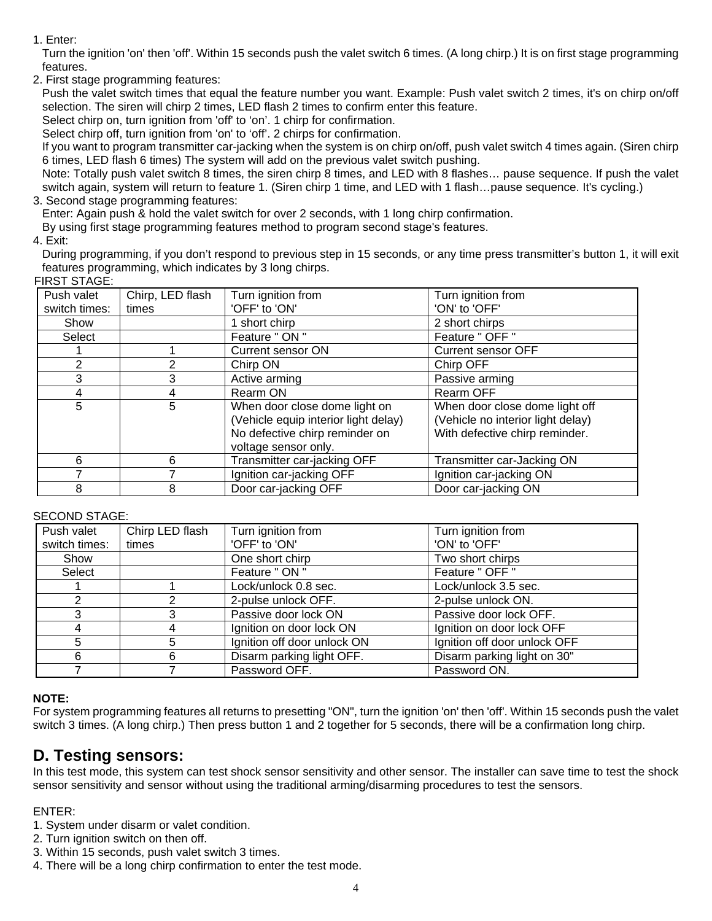1. Enter:
   Turn the ignition 'on' then 'off'. Within 15 seconds push the valet switch 6 times. (A long chirp.) It is on first stage programming features.
2. First stage programming features:
   Push the valet switch times that equal the feature number you want. Example: Push valet switch 2 times, it's on chirp on/off selection. The siren will chirp 2 times, LED flash 2 times to confirm enter this feature.
   Select chirp on, turn ignition from 'off' to 'on'. 1 chirp for confirmation.
   Select chirp off, turn ignition from 'on' to 'off'. 2 chirps for confirmation.
   If you want to program transmitter car-jacking when the system is on chirp on/off, push valet switch 4 times again. (Siren chirp 6 times, LED flash 6 times) The system will add on the previous valet switch pushing.
   Note: Totally push valet switch 8 times, the siren chirp 8 times, and LED with 8 flashes… pause sequence. If push the valet switch again, system will return to feature 1. (Siren chirp 1 time, and LED with 1 flash…pause sequence. It's cycling.)
3. Second stage programming features:
   Enter: Again push & hold the valet switch for over 2 seconds, with 1 long chirp confirmation.
   By using first stage programming features method to program second stage's features.
4. Exit:
   During programming, if you don't respond to previous step in 15 seconds, or any time press transmitter's button 1, it will exit features programming, which indicates by 3 long chirps.

FIRST STAGE:

| Push valet switch times: | Chirp, LED flash times | Turn ignition from 'OFF' to 'ON' | Turn ignition from 'ON' to 'OFF' |
|---|---|---|---|
| Show | | 1 short chirp | 2 short chirps |
| Select | | Feature " ON " | Feature " OFF " |
| 1 | 1 | Current sensor ON | Current sensor OFF |
| 2 | 2 | Chirp ON | Chirp OFF |
| 3 | 3 | Active arming | Passive arming |
| 4 | 4 | Rearm ON | Rearm OFF |
| 5 | 5 | When door close dome light on (Vehicle equip interior light delay) No defective chirp reminder on voltage sensor only. | When door close dome light off (Vehicle no interior light delay) With defective chirp reminder. |
| 6 | 6 | Transmitter car-jacking OFF | Transmitter car-Jacking ON |
| 7 | 7 | Ignition car-jacking OFF | Ignition car-jacking ON |
| 8 | 8 | Door car-jacking OFF | Door car-jacking ON |

SECOND STAGE:

| Push valet switch times: | Chirp LED flash times | Turn ignition from 'OFF' to 'ON' | Turn ignition from 'ON' to 'OFF' |
|---|---|---|---|
| Show | | One short chirp | Two short chirps |
| Select | | Feature " ON " | Feature " OFF " |
| 1 | 1 | Lock/unlock 0.8 sec. | Lock/unlock 3.5 sec. |
| 2 | 2 | 2-pulse unlock OFF. | 2-pulse unlock ON. |
| 3 | 3 | Passive door lock ON | Passive door lock OFF. |
| 4 | 4 | Ignition on door lock ON | Ignition on door lock OFF |
| 5 | 5 | Ignition off door unlock ON | Ignition off door unlock OFF |
| 6 | 6 | Disarm parking light OFF. | Disarm parking light on 30" |
| 7 | 7 | Password OFF. | Password ON. |

**NOTE:**
For system programming features all returns to presetting "ON", turn the ignition 'on' then 'off'. Within 15 seconds push the valet switch 3 times. (A long chirp.) Then press button 1 and 2 together for 5 seconds, there will be a confirmation long chirp.

## D. Testing sensors:

In this test mode, this system can test shock sensor sensitivity and other sensor. The installer can save time to test the shock sensor sensitivity and sensor without using the traditional arming/disarming procedures to test the sensors.

ENTER:
1. System under disarm or valet condition.
2. Turn ignition switch on then off.
3. Within 15 seconds, push valet switch 3 times.
4. There will be a long chirp confirmation to enter the test mode.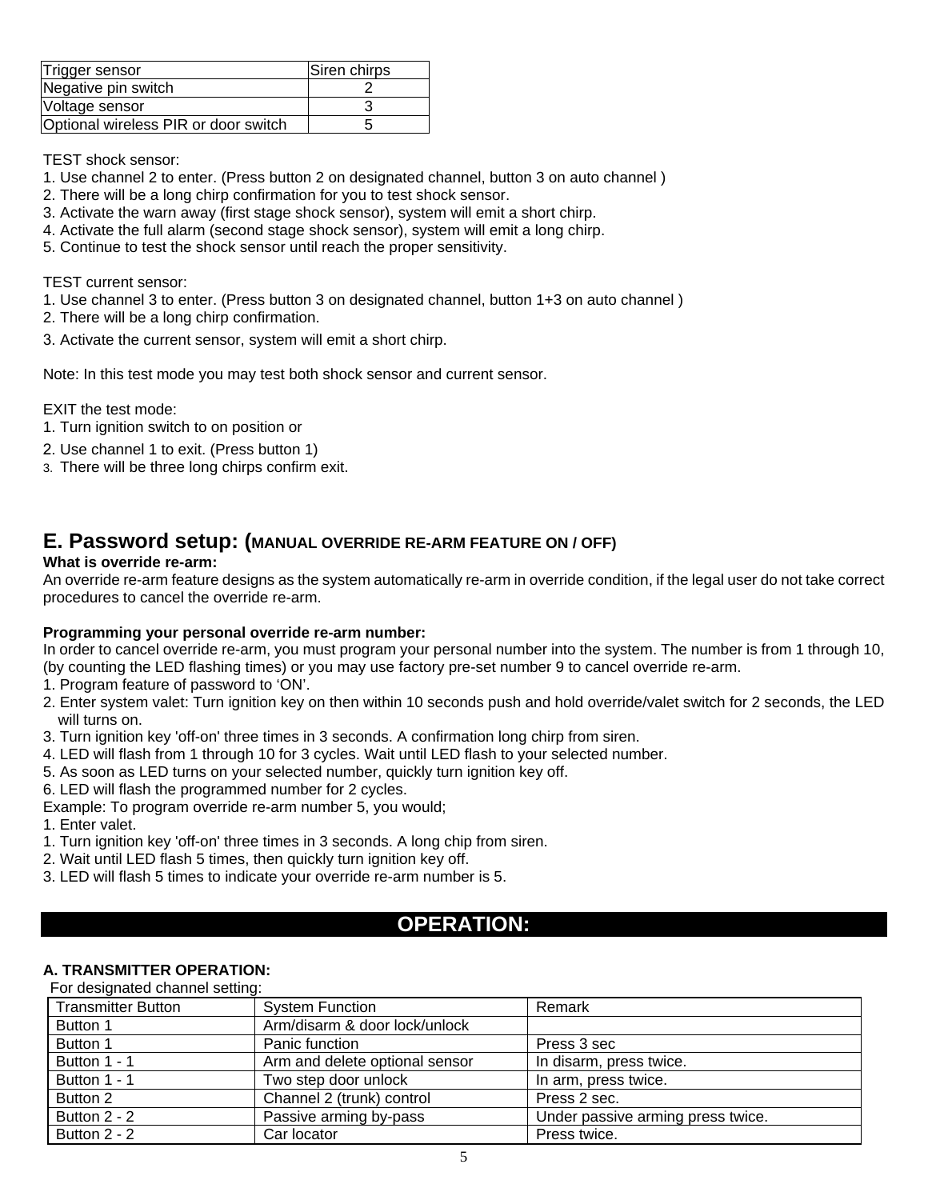| Trigger sensor | Siren chirps |
| --- | --- |
| Negative pin switch | 2 |
| Voltage sensor | 3 |
| Optional wireless PIR or door switch | 5 |

TEST shock sensor:

1. Use channel 2 to enter. (Press button 2 on designated channel, button 3 on auto channel )
2. There will be a long chirp confirmation for you to test shock sensor.
3. Activate the warn away (first stage shock sensor), system will emit a short chirp.
4. Activate the full alarm (second stage shock sensor), system will emit a long chirp.
5. Continue to test the shock sensor until reach the proper sensitivity.

TEST current sensor:

1. Use channel 3 to enter. (Press button 3 on designated channel, button 1+3 on auto channel )
2. There will be a long chirp confirmation.
3. Activate the current sensor, system will emit a short chirp.

Note: In this test mode you may test both shock sensor and current sensor.

EXIT the test mode:

1. Turn ignition switch to on position or
2. Use channel 1 to exit. (Press button 1)
3. There will be three long chirps confirm exit.

## E. Password setup: (MANUAL OVERRIDE RE-ARM FEATURE ON / OFF)

**What is override re-arm:**

An override re-arm feature designs as the system automatically re-arm in override condition, if the legal user do not take correct procedures to cancel the override re-arm.

**Programming your personal override re-arm number:**

In order to cancel override re-arm, you must program your personal number into the system. The number is from 1 through 10, (by counting the LED flashing times) or you may use factory pre-set number 9 to cancel override re-arm.

1. Program feature of password to 'ON'.
2. Enter system valet: Turn ignition key on then within 10 seconds push and hold override/valet switch for 2 seconds, the LED will turns on.
3. Turn ignition key 'off-on' three times in 3 seconds. A confirmation long chirp from siren.
4. LED will flash from 1 through 10 for 3 cycles. Wait until LED flash to your selected number.
5. As soon as LED turns on your selected number, quickly turn ignition key off.
6. LED will flash the programmed number for 2 cycles.

Example: To program override re-arm number 5, you would;

1. Enter valet.
1. Turn ignition key 'off-on' three times in 3 seconds. A long chip from siren.
2. Wait until LED flash 5 times, then quickly turn ignition key off.
3. LED will flash 5 times to indicate your override re-arm number is 5.

# OPERATION:

### A. TRANSMITTER OPERATION:

For designated channel setting:

| Transmitter Button | System Function | Remark |
| --- | --- | --- |
| Button 1 | Arm/disarm & door lock/unlock | |
| Button 1 | Panic function | Press 3 sec |
| Button 1 - 1 | Arm and delete optional sensor | In disarm, press twice. |
| Button 1 - 1 | Two step door unlock | In arm, press twice. |
| Button 2 | Channel 2 (trunk) control | Press 2 sec. |
| Button 2 - 2 | Passive arming by-pass | Under passive arming press twice. |
| Button 2 - 2 | Car locator | Press twice. |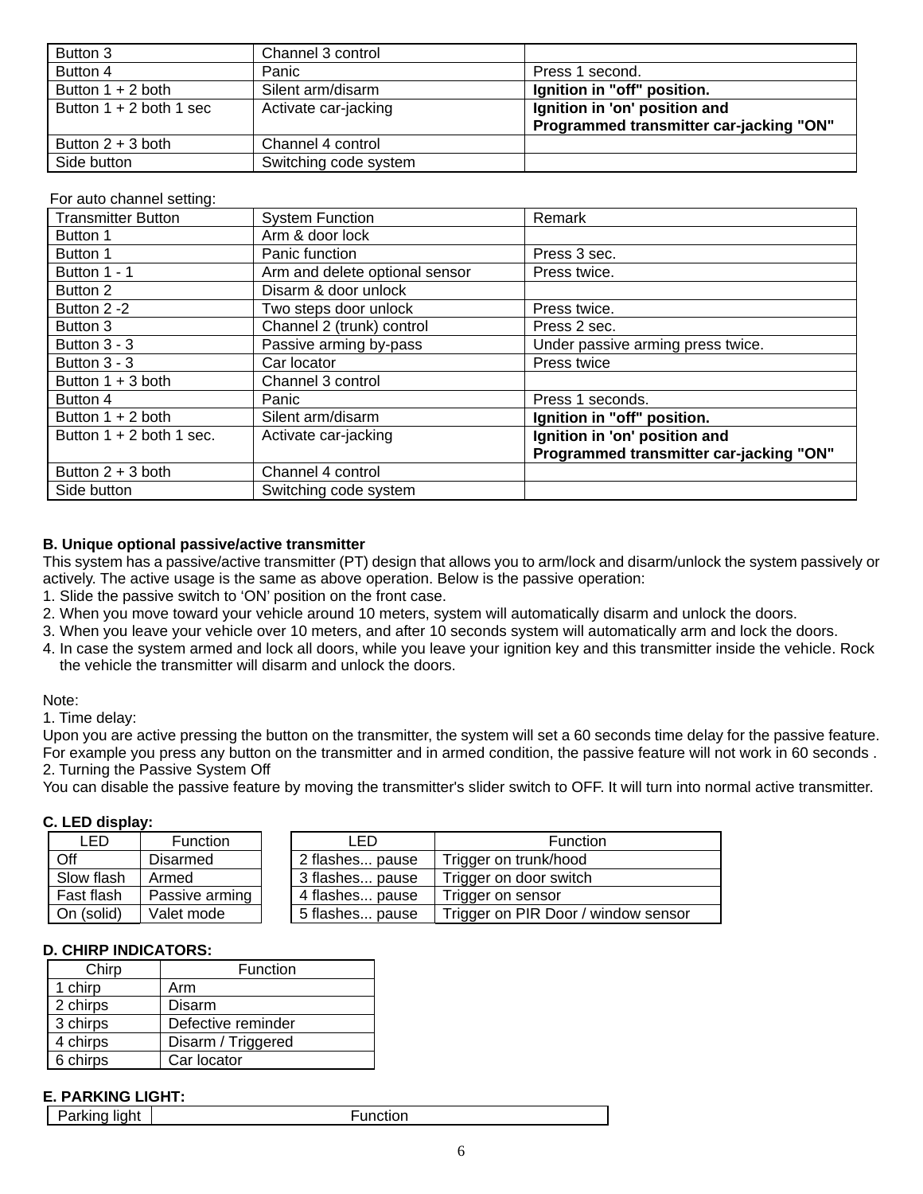| Button 3 | Channel 3 control | |
|---|---|---|
| Button 4 | Panic | Press 1 second. |
| Button 1 + 2 both | Silent arm/disarm | **Ignition in "off" position.** |
| Button 1 + 2 both 1 sec | Activate car-jacking | **Ignition in 'on' position and Programmed transmitter car-jacking "ON"** |
| Button 2 + 3 both | Channel 4 control | |
| Side button | Switching code system | |

For auto channel setting:

| Transmitter Button | System Function | Remark |
|---|---|---|
| Button 1 | Arm & door lock | |
| Button 1 | Panic function | Press 3 sec. |
| Button 1 - 1 | Arm and delete optional sensor | Press twice. |
| Button 2 | Disarm & door unlock | |
| Button 2 -2 | Two steps door unlock | Press twice. |
| Button 3 | Channel 2 (trunk) control | Press 2 sec. |
| Button 3 - 3 | Passive arming by-pass | Under passive arming press twice. |
| Button 3 - 3 | Car locator | Press twice |
| Button 1 + 3 both | Channel 3 control | |
| Button 4 | Panic | Press 1 seconds. |
| Button 1 + 2 both | Silent arm/disarm | **Ignition in "off" position.** |
| Button 1 + 2 both 1 sec. | Activate car-jacking | **Ignition in 'on' position and Programmed transmitter car-jacking "ON"** |
| Button 2 + 3 both | Channel 4 control | |
| Side button | Switching code system | |

**B. Unique optional passive/active transmitter**

This system has a passive/active transmitter (PT) design that allows you to arm/lock and disarm/unlock the system passively or actively. The active usage is the same as above operation. Below is the passive operation:

1. Slide the passive switch to 'ON' position on the front case.
2. When you move toward your vehicle around 10 meters, system will automatically disarm and unlock the doors.
3. When you leave your vehicle over 10 meters, and after 10 seconds system will automatically arm and lock the doors.
4. In case the system armed and lock all doors, while you leave your ignition key and this transmitter inside the vehicle. Rock the vehicle the transmitter will disarm and unlock the doors.

Note:

1. Time delay:

Upon you are active pressing the button on the transmitter, the system will set a 60 seconds time delay for the passive feature. For example you press any button on the transmitter and in armed condition, the passive feature will not work in 60 seconds .

2. Turning the Passive System Off

You can disable the passive feature by moving the transmitter's slider switch to OFF. It will turn into normal active transmitter.

**C. LED display:**

| LED | Function |
|---|---|
| Off | Disarmed |
| Slow flash | Armed |
| Fast flash | Passive arming |
| On (solid) | Valet mode |

| LED | Function |
|---|---|
| 2 flashes... pause | Trigger on trunk/hood |
| 3 flashes... pause | Trigger on door switch |
| 4 flashes... pause | Trigger on sensor |
| 5 flashes... pause | Trigger on PIR Door / window sensor |

**D. CHIRP INDICATORS:**

| Chirp | Function |
|---|---|
| 1 chirp | Arm |
| 2 chirps | Disarm |
| 3 chirps | Defective reminder |
| 4 chirps | Disarm / Triggered |
| 6 chirps | Car locator |

**E. PARKING LIGHT:**

| Parking light | Function |
|---|---|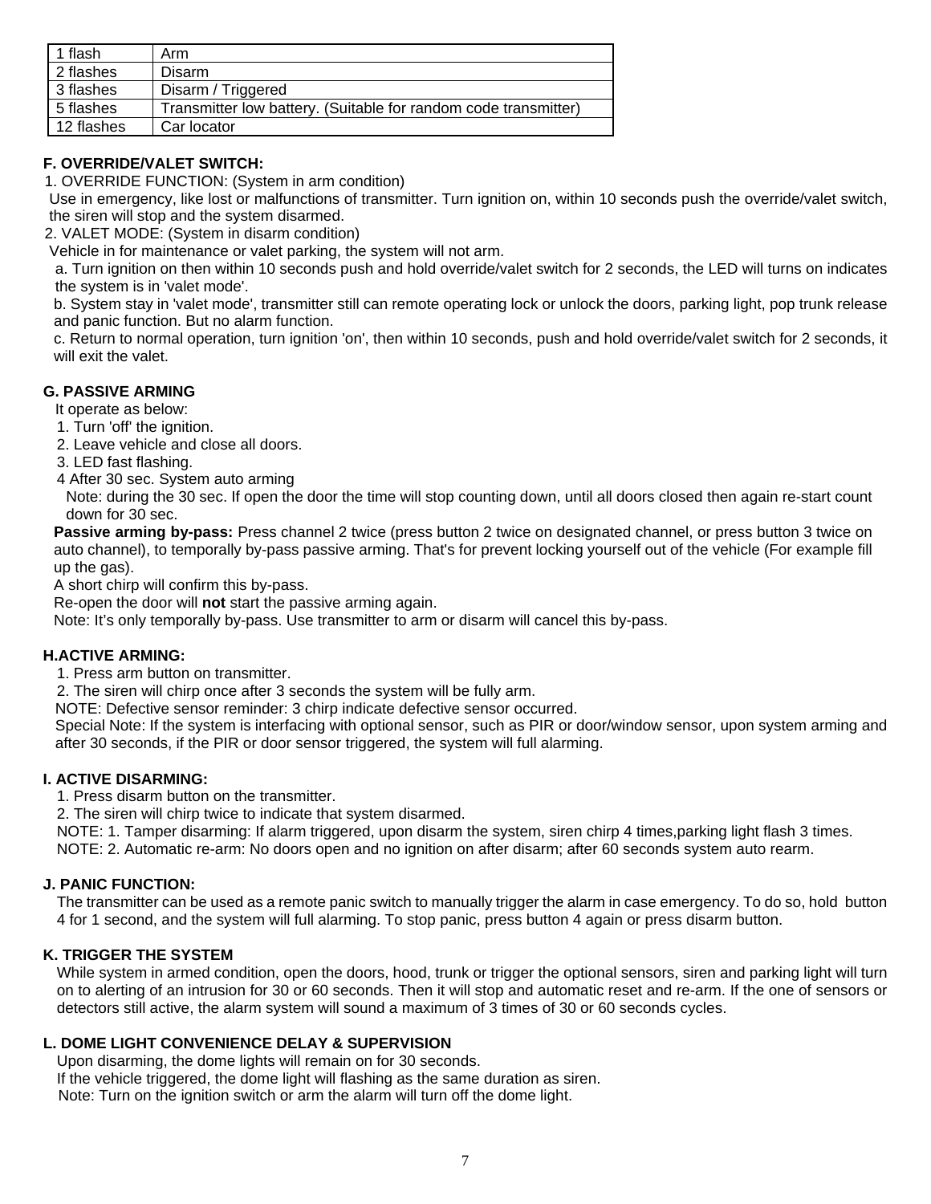| 1 flash | Arm |
|---|---|
| 2 flashes | Disarm |
| 3 flashes | Disarm / Triggered |
| 5 flashes | Transmitter low battery. (Suitable for random code transmitter) |
| 12 flashes | Car locator |

**F. OVERRIDE/VALET SWITCH:**

1. OVERRIDE FUNCTION: (System in arm condition)
   Use in emergency, like lost or malfunctions of transmitter. Turn ignition on, within 10 seconds push the override/valet switch, the siren will stop and the system disarmed.
2. VALET MODE: (System in disarm condition)
   Vehicle in for maintenance or valet parking, the system will not arm.
   a. Turn ignition on then within 10 seconds push and hold override/valet switch for 2 seconds, the LED will turns on indicates the system is in 'valet mode'.
   b. System stay in 'valet mode', transmitter still can remote operating lock or unlock the doors, parking light, pop trunk release and panic function. But no alarm function.
   c. Return to normal operation, turn ignition 'on', then within 10 seconds, push and hold override/valet switch for 2 seconds, it will exit the valet.

**G. PASSIVE ARMING**

It operate as below:

1. Turn 'off' the ignition.
2. Leave vehicle and close all doors.
3. LED fast flashing.
4. After 30 sec. System auto arming
   Note: during the 30 sec. If open the door the time will stop counting down, until all doors closed then again re-start count down for 30 sec.

**Passive arming by-pass:** Press channel 2 twice (press button 2 twice on designated channel, or press button 3 twice on auto channel), to temporally by-pass passive arming. That's for prevent locking yourself out of the vehicle (For example fill up the gas).

A short chirp will confirm this by-pass.

Re-open the door will **not** start the passive arming again.

Note: It's only temporally by-pass. Use transmitter to arm or disarm will cancel this by-pass.

**H.ACTIVE ARMING:**

1. Press arm button on transmitter.
2. The siren will chirp once after 3 seconds the system will be fully arm.

NOTE: Defective sensor reminder: 3 chirp indicate defective sensor occurred.

Special Note: If the system is interfacing with optional sensor, such as PIR or door/window sensor, upon system arming and after 30 seconds, if the PIR or door sensor triggered, the system will full alarming.

**I. ACTIVE DISARMING:**

1. Press disarm button on the transmitter.
2. The siren will chirp twice to indicate that system disarmed.

NOTE: 1. Tamper disarming: If alarm triggered, upon disarm the system, siren chirp 4 times,parking light flash 3 times.

NOTE: 2. Automatic re-arm: No doors open and no ignition on after disarm; after 60 seconds system auto rearm.

**J. PANIC FUNCTION:**

The transmitter can be used as a remote panic switch to manually trigger the alarm in case emergency. To do so, hold button 4 for 1 second, and the system will full alarming. To stop panic, press button 4 again or press disarm button.

**K. TRIGGER THE SYSTEM**

While system in armed condition, open the doors, hood, trunk or trigger the optional sensors, siren and parking light will turn on to alerting of an intrusion for 30 or 60 seconds. Then it will stop and automatic reset and re-arm. If the one of sensors or detectors still active, the alarm system will sound a maximum of 3 times of 30 or 60 seconds cycles.

**L. DOME LIGHT CONVENIENCE DELAY & SUPERVISION**

Upon disarming, the dome lights will remain on for 30 seconds.

If the vehicle triggered, the dome light will flashing as the same duration as siren.

Note: Turn on the ignition switch or arm the alarm will turn off the dome light.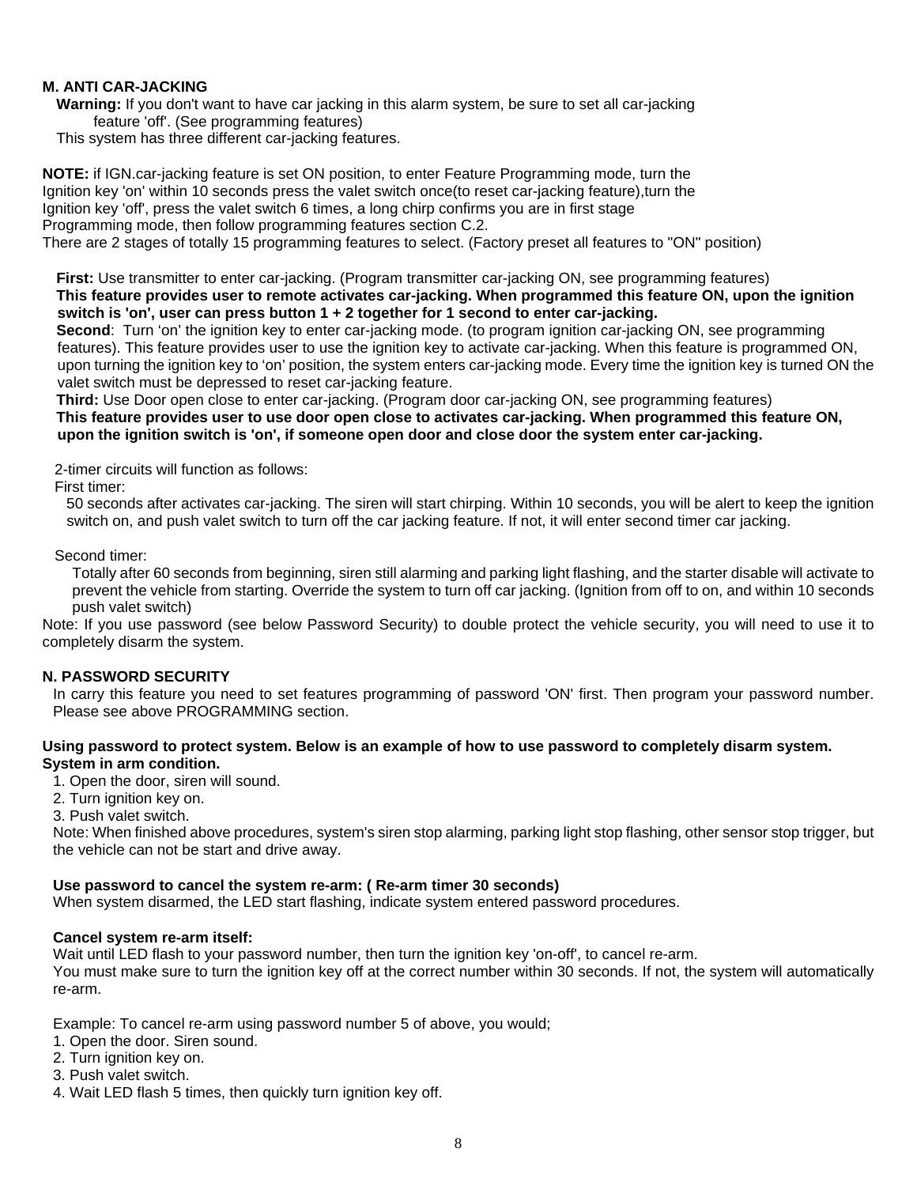## M. ANTI CAR-JACKING

**Warning:** If you don't want to have car jacking in this alarm system, be sure to set all car-jacking feature 'off'. (See programming features)

This system has three different car-jacking features.

**NOTE:** if IGN.car-jacking feature is set ON position, to enter Feature Programming mode, turn the Ignition key 'on' within 10 seconds press the valet switch once(to reset car-jacking feature),turn the Ignition key 'off', press the valet switch 6 times, a long chirp confirms you are in first stage Programming mode, then follow programming features section C.2.
There are 2 stages of totally 15 programming features to select. (Factory preset all features to "ON" position)

**First:** Use transmitter to enter car-jacking. (Program transmitter car-jacking ON, see programming features)
**This feature provides user to remote activates car-jacking. When programmed this feature ON, upon the ignition switch is 'on', user can press button 1 + 2 together for 1 second to enter car-jacking.**

**Second**: Turn 'on' the ignition key to enter car-jacking mode. (to program ignition car-jacking ON, see programming features). This feature provides user to use the ignition key to activate car-jacking. When this feature is programmed ON, upon turning the ignition key to 'on' position, the system enters car-jacking mode. Every time the ignition key is turned ON the valet switch must be depressed to reset car-jacking feature.

**Third:** Use Door open close to enter car-jacking. (Program door car-jacking ON, see programming features)
**This feature provides user to use door open close to activates car-jacking. When programmed this feature ON, upon the ignition switch is 'on', if someone open door and close door the system enter car-jacking.**

2-timer circuits will function as follows:

First timer:

50 seconds after activates car-jacking. The siren will start chirping. Within 10 seconds, you will be alert to keep the ignition switch on, and push valet switch to turn off the car jacking feature. If not, it will enter second timer car jacking.

Second timer:

Totally after 60 seconds from beginning, siren still alarming and parking light flashing, and the starter disable will activate to prevent the vehicle from starting. Override the system to turn off car jacking. (Ignition from off to on, and within 10 seconds push valet switch)

Note: If you use password (see below Password Security) to double protect the vehicle security, you will need to use it to completely disarm the system.

## N. PASSWORD SECURITY

In carry this feature you need to set features programming of password 'ON' first. Then program your password number. Please see above PROGRAMMING section.

**Using password to protect system. Below is an example of how to use password to completely disarm system. System in arm condition.**

1. Open the door, siren will sound.
2. Turn ignition key on.
3. Push valet switch.

Note: When finished above procedures, system's siren stop alarming, parking light stop flashing, other sensor stop trigger, but the vehicle can not be start and drive away.

**Use password to cancel the system re-arm: ( Re-arm timer 30 seconds)**

When system disarmed, the LED start flashing, indicate system entered password procedures.

**Cancel system re-arm itself:**

Wait until LED flash to your password number, then turn the ignition key 'on-off', to cancel re-arm.
You must make sure to turn the ignition key off at the correct number within 30 seconds. If not, the system will automatically re-arm.

Example: To cancel re-arm using password number 5 of above, you would;

1. Open the door. Siren sound.
2. Turn ignition key on.
3. Push valet switch.
4. Wait LED flash 5 times, then quickly turn ignition key off.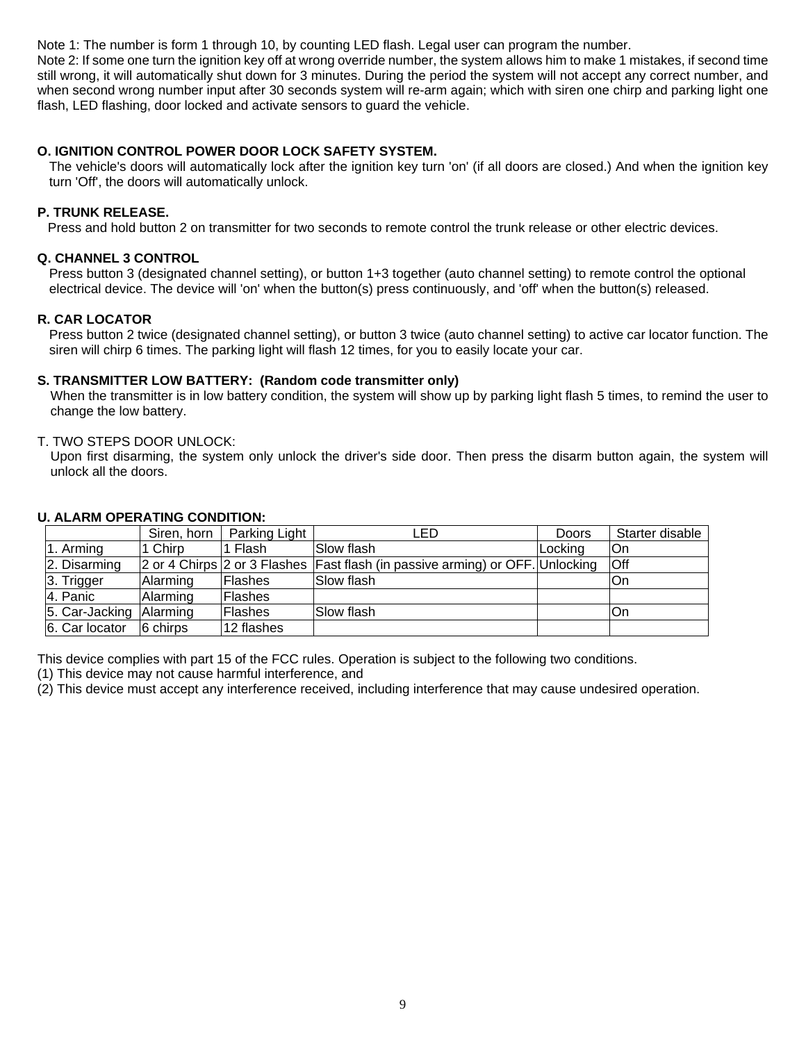Note 1: The number is form 1 through 10, by counting LED flash. Legal user can program the number.
Note 2: If some one turn the ignition key off at wrong override number, the system allows him to make 1 mistakes, if second time still wrong, it will automatically shut down for 3 minutes. During the period the system will not accept any correct number, and when second wrong number input after 30 seconds system will re-arm again; which with siren one chirp and parking light one flash, LED flashing, door locked and activate sensors to guard the vehicle.

**O. IGNITION CONTROL POWER DOOR LOCK SAFETY SYSTEM.**

The vehicle's doors will automatically lock after the ignition key turn 'on' (if all doors are closed.) And when the ignition key turn 'Off', the doors will automatically unlock.

**P. TRUNK RELEASE.**

Press and hold button 2 on transmitter for two seconds to remote control the trunk release or other electric devices.

**Q. CHANNEL 3 CONTROL**

Press button 3 (designated channel setting), or button 1+3 together (auto channel setting) to remote control the optional electrical device. The device will 'on' when the button(s) press continuously, and 'off' when the button(s) released.

**R. CAR LOCATOR**

Press button 2 twice (designated channel setting), or button 3 twice (auto channel setting) to active car locator function. The siren will chirp 6 times. The parking light will flash 12 times, for you to easily locate your car.

**S. TRANSMITTER LOW BATTERY: (Random code transmitter only)**

When the transmitter is in low battery condition, the system will show up by parking light flash 5 times, to remind the user to change the low battery.

T. TWO STEPS DOOR UNLOCK:

Upon first disarming, the system only unlock the driver's side door. Then press the disarm button again, the system will unlock all the doors.

**U. ALARM OPERATING CONDITION:**

| | Siren, horn | Parking Light | LED | Doors | Starter disable |
|---|---|---|---|---|---|
| 1. Arming | 1 Chirp | 1 Flash | Slow flash | Locking | On |
| 2. Disarming | 2 or 4 Chirps | 2 or 3 Flashes | Fast flash (in passive arming) or OFF. | Unlocking | Off |
| 3. Trigger | Alarming | Flashes | Slow flash | | On |
| 4. Panic | Alarming | Flashes | | | |
| 5. Car-Jacking | Alarming | Flashes | Slow flash | | On |
| 6. Car locator | 6 chirps | 12 flashes | | | |

This device complies with part 15 of the FCC rules. Operation is subject to the following two conditions.
(1) This device may not cause harmful interference, and
(2) This device must accept any interference received, including interference that may cause undesired operation.